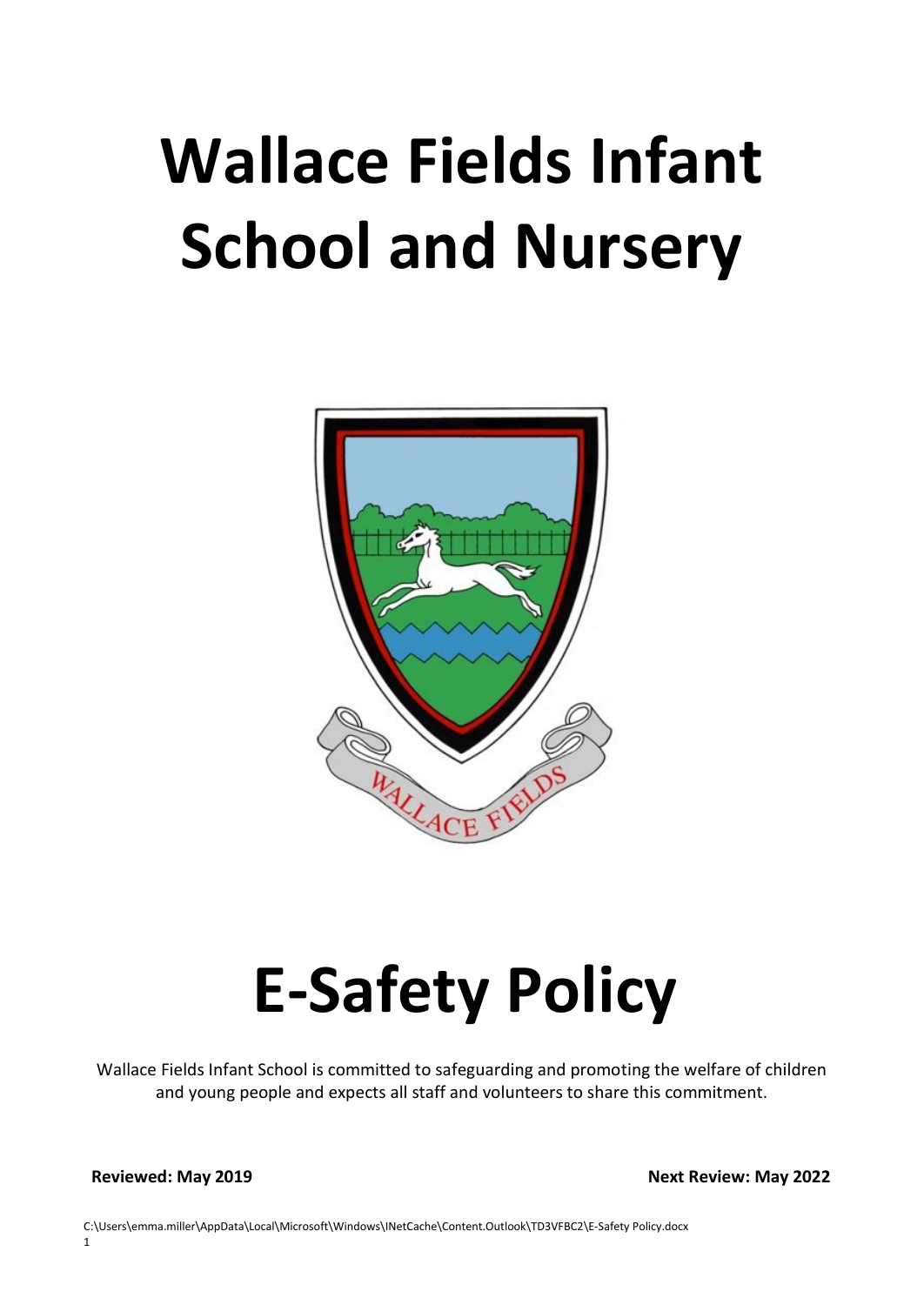# Wallace Fields Infant School and Nursery

# E-Safety Policy

Wallace Fields Infant School is committed to safeguarding and promoting the welfare of children and young people and expects all staff and volunteers to share this commitment.

**Reviewed: May 2019** **Next Review: May 2022**

C:\Users\emma.miller\AppData\Local\Microsoft\Windows\INetCache\Content.Outlook\TD3VFBC2\E-Safety Policy.docx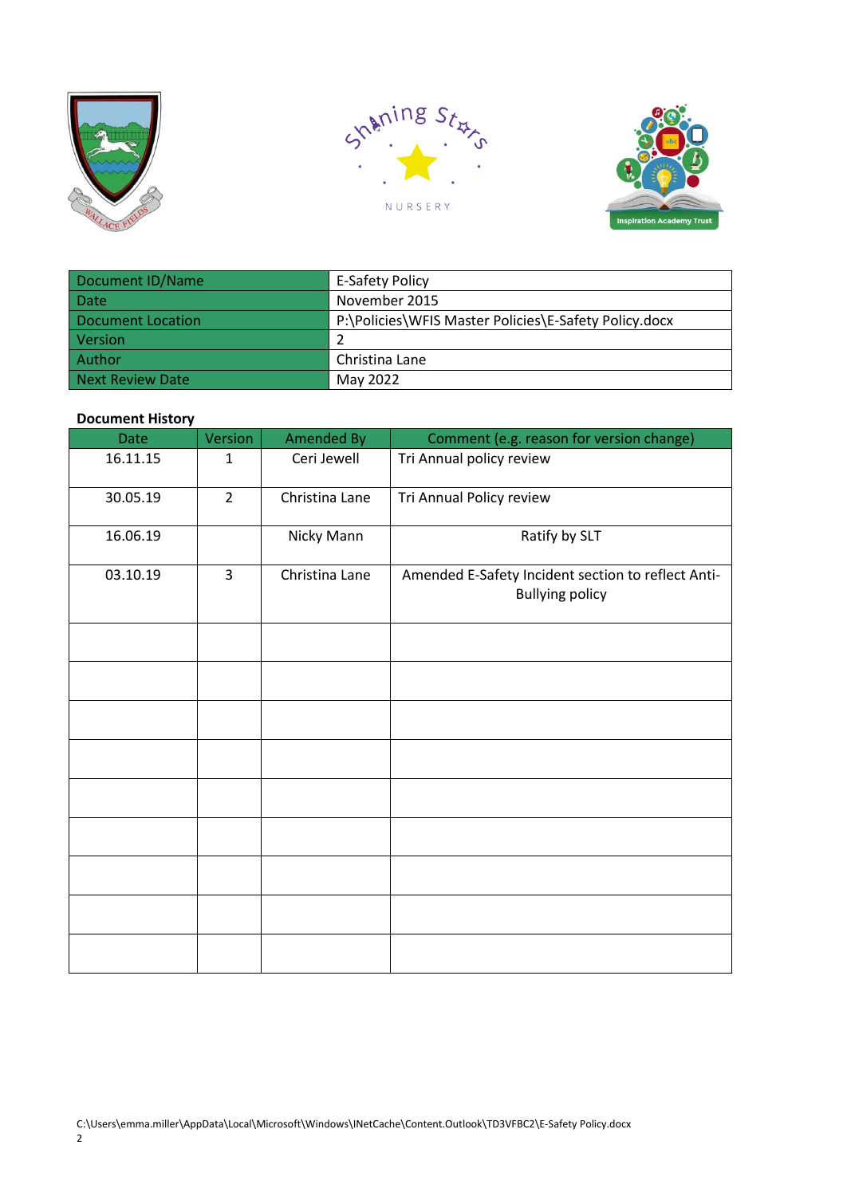| Document ID/Name | E-Safety Policy |
| --- | --- |
| Date | November 2015 |
| Document Location | P:\Policies\WFIS Master Policies\E-Safety Policy.docx |
| Version | 2 |
| Author | Christina Lane |
| Next Review Date | May 2022 |

**Document History**

| Date | Version | Amended By | Comment (e.g. reason for version change) |
| --- | --- | --- | --- |
| 16.11.15 | 1 | Ceri Jewell | Tri Annual policy review |
| 30.05.19 | 2 | Christina Lane | Tri Annual Policy review |
| 16.06.19 | | Nicky Mann | Ratify by SLT |
| 03.10.19 | 3 | Christina Lane | Amended E-Safety Incident section to reflect Anti-Bullying policy |
| | | | |
| | | | |
| | | | |
| | | | |
| | | | |
| | | | |
| | | | |
| | | | |
| | | | |

C:\Users\emma.miller\AppData\Local\Microsoft\Windows\INetCache\Content.Outlook\TD3VFBC2\E-Safety Policy.docx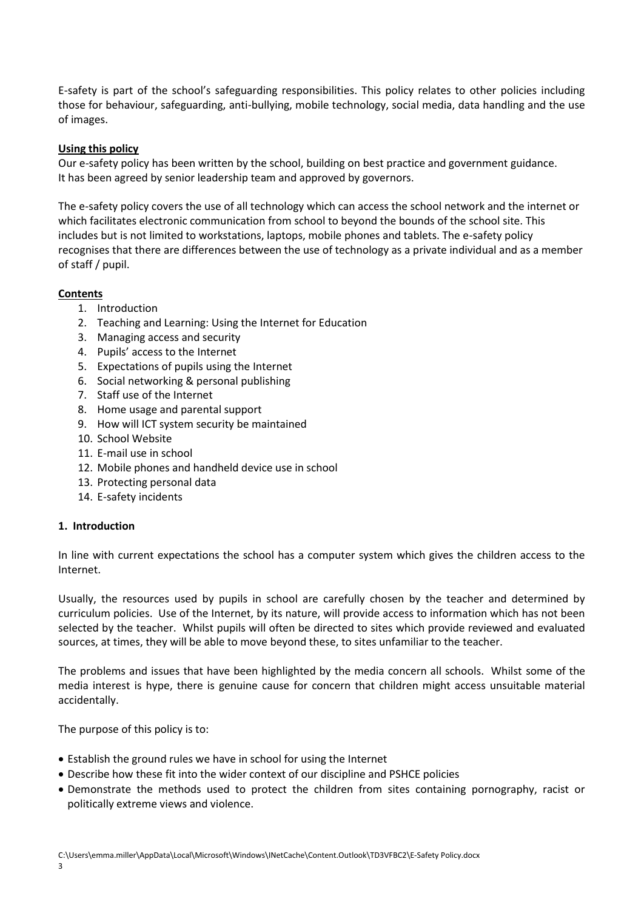E-safety is part of the school's safeguarding responsibilities. This policy relates to other policies including those for behaviour, safeguarding, anti-bullying, mobile technology, social media, data handling and the use of images.

## Using this policy

Our e-safety policy has been written by the school, building on best practice and government guidance.
It has been agreed by senior leadership team and approved by governors.

The e-safety policy covers the use of all technology which can access the school network and the internet or which facilitates electronic communication from school to beyond the bounds of the school site. This includes but is not limited to workstations, laptops, mobile phones and tablets. The e-safety policy recognises that there are differences between the use of technology as a private individual and as a member of staff / pupil.

## Contents

1. Introduction
2. Teaching and Learning: Using the Internet for Education
3. Managing access and security
4. Pupils' access to the Internet
5. Expectations of pupils using the Internet
6. Social networking & personal publishing
7. Staff use of the Internet
8. Home usage and parental support
9. How will ICT system security be maintained
10. School Website
11. E-mail use in school
12. Mobile phones and handheld device use in school
13. Protecting personal data
14. E-safety incidents

## 1. Introduction

In line with current expectations the school has a computer system which gives the children access to the Internet.

Usually, the resources used by pupils in school are carefully chosen by the teacher and determined by curriculum policies. Use of the Internet, by its nature, will provide access to information which has not been selected by the teacher. Whilst pupils will often be directed to sites which provide reviewed and evaluated sources, at times, they will be able to move beyond these, to sites unfamiliar to the teacher.

The problems and issues that have been highlighted by the media concern all schools. Whilst some of the media interest is hype, there is genuine cause for concern that children might access unsuitable material accidentally.

The purpose of this policy is to:

- Establish the ground rules we have in school for using the Internet
- Describe how these fit into the wider context of our discipline and PSHCE policies
- Demonstrate the methods used to protect the children from sites containing pornography, racist or politically extreme views and violence.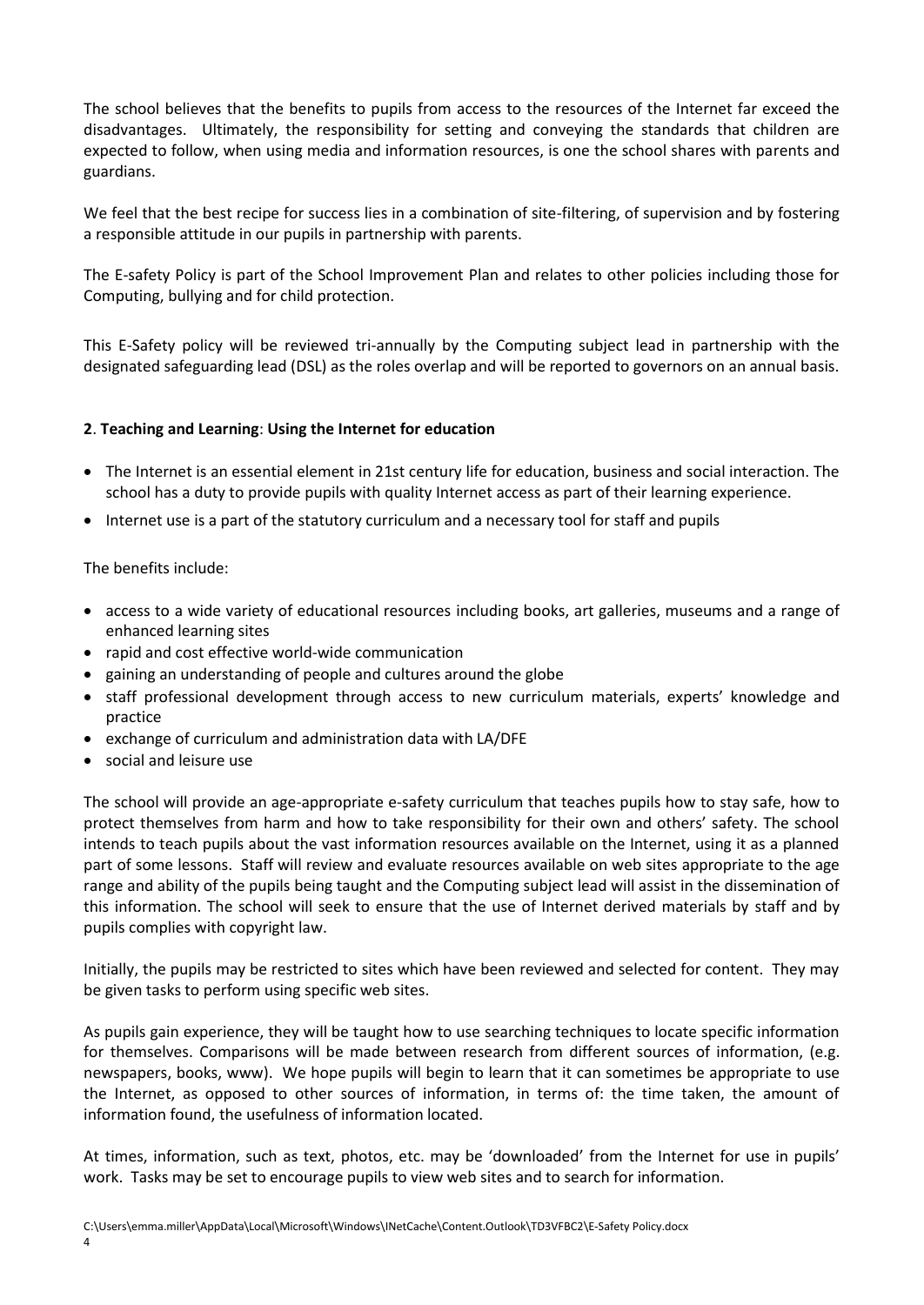The school believes that the benefits to pupils from access to the resources of the Internet far exceed the disadvantages. Ultimately, the responsibility for setting and conveying the standards that children are expected to follow, when using media and information resources, is one the school shares with parents and guardians.

We feel that the best recipe for success lies in a combination of site-filtering, of supervision and by fostering a responsible attitude in our pupils in partnership with parents.

The E-safety Policy is part of the School Improvement Plan and relates to other policies including those for Computing, bullying and for child protection.

This E-Safety policy will be reviewed tri-annually by the Computing subject lead in partnership with the designated safeguarding lead (DSL) as the roles overlap and will be reported to governors on an annual basis.

## 2. Teaching and Learning: Using the Internet for education

- The Internet is an essential element in 21st century life for education, business and social interaction. The school has a duty to provide pupils with quality Internet access as part of their learning experience.
- Internet use is a part of the statutory curriculum and a necessary tool for staff and pupils

The benefits include:

- access to a wide variety of educational resources including books, art galleries, museums and a range of enhanced learning sites
- rapid and cost effective world-wide communication
- gaining an understanding of people and cultures around the globe
- staff professional development through access to new curriculum materials, experts' knowledge and practice
- exchange of curriculum and administration data with LA/DFE
- social and leisure use

The school will provide an age-appropriate e-safety curriculum that teaches pupils how to stay safe, how to protect themselves from harm and how to take responsibility for their own and others' safety. The school intends to teach pupils about the vast information resources available on the Internet, using it as a planned part of some lessons. Staff will review and evaluate resources available on web sites appropriate to the age range and ability of the pupils being taught and the Computing subject lead will assist in the dissemination of this information. The school will seek to ensure that the use of Internet derived materials by staff and by pupils complies with copyright law.

Initially, the pupils may be restricted to sites which have been reviewed and selected for content. They may be given tasks to perform using specific web sites.

As pupils gain experience, they will be taught how to use searching techniques to locate specific information for themselves. Comparisons will be made between research from different sources of information, (e.g. newspapers, books, www). We hope pupils will begin to learn that it can sometimes be appropriate to use the Internet, as opposed to other sources of information, in terms of: the time taken, the amount of information found, the usefulness of information located.

At times, information, such as text, photos, etc. may be 'downloaded' from the Internet for use in pupils' work. Tasks may be set to encourage pupils to view web sites and to search for information.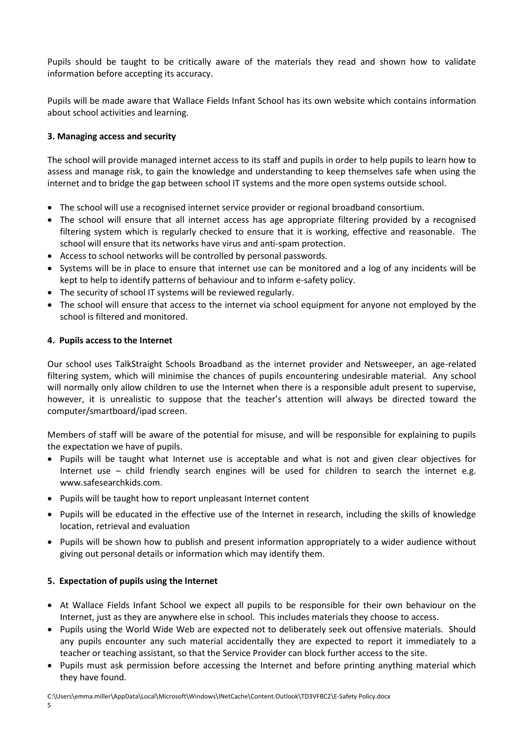Pupils should be taught to be critically aware of the materials they read and shown how to validate information before accepting its accuracy.

Pupils will be made aware that Wallace Fields Infant School has its own website which contains information about school activities and learning.

### 3. Managing access and security

The school will provide managed internet access to its staff and pupils in order to help pupils to learn how to assess and manage risk, to gain the knowledge and understanding to keep themselves safe when using the internet and to bridge the gap between school IT systems and the more open systems outside school.

- The school will use a recognised internet service provider or regional broadband consortium.
- The school will ensure that all internet access has age appropriate filtering provided by a recognised filtering system which is regularly checked to ensure that it is working, effective and reasonable. The school will ensure that its networks have virus and anti-spam protection.
- Access to school networks will be controlled by personal passwords.
- Systems will be in place to ensure that internet use can be monitored and a log of any incidents will be kept to help to identify patterns of behaviour and to inform e-safety policy.
- The security of school IT systems will be reviewed regularly.
- The school will ensure that access to the internet via school equipment for anyone not employed by the school is filtered and monitored.

### 4. Pupils access to the Internet

Our school uses TalkStraight Schools Broadband as the internet provider and Netsweeper, an age-related filtering system, which will minimise the chances of pupils encountering undesirable material. Any school will normally only allow children to use the Internet when there is a responsible adult present to supervise, however, it is unrealistic to suppose that the teacher's attention will always be directed toward the computer/smartboard/ipad screen.

Members of staff will be aware of the potential for misuse, and will be responsible for explaining to pupils the expectation we have of pupils.

- Pupils will be taught what Internet use is acceptable and what is not and given clear objectives for Internet use – child friendly search engines will be used for children to search the internet e.g. www.safesearchkids.com.
- Pupils will be taught how to report unpleasant Internet content
- Pupils will be educated in the effective use of the Internet in research, including the skills of knowledge location, retrieval and evaluation
- Pupils will be shown how to publish and present information appropriately to a wider audience without giving out personal details or information which may identify them.

### 5. Expectation of pupils using the Internet

- At Wallace Fields Infant School we expect all pupils to be responsible for their own behaviour on the Internet, just as they are anywhere else in school. This includes materials they choose to access.
- Pupils using the World Wide Web are expected not to deliberately seek out offensive materials. Should any pupils encounter any such material accidentally they are expected to report it immediately to a teacher or teaching assistant, so that the Service Provider can block further access to the site.
- Pupils must ask permission before accessing the Internet and before printing anything material which they have found.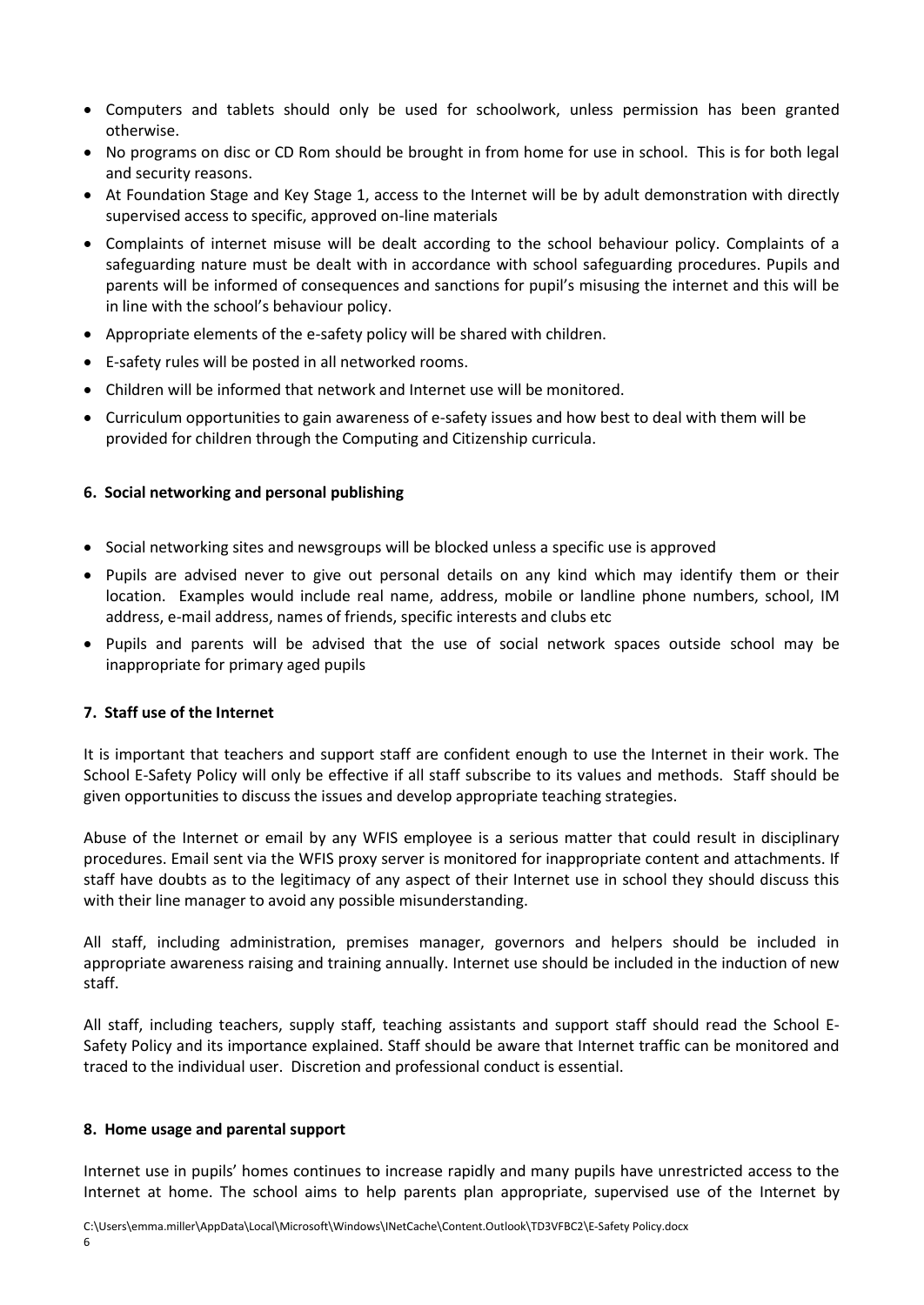- Computers and tablets should only be used for schoolwork, unless permission has been granted otherwise.
- No programs on disc or CD Rom should be brought in from home for use in school. This is for both legal and security reasons.
- At Foundation Stage and Key Stage 1, access to the Internet will be by adult demonstration with directly supervised access to specific, approved on-line materials
- Complaints of internet misuse will be dealt according to the school behaviour policy. Complaints of a safeguarding nature must be dealt with in accordance with school safeguarding procedures. Pupils and parents will be informed of consequences and sanctions for pupil's misusing the internet and this will be in line with the school's behaviour policy.
- Appropriate elements of the e-safety policy will be shared with children.
- E-safety rules will be posted in all networked rooms.
- Children will be informed that network and Internet use will be monitored.
- Curriculum opportunities to gain awareness of e-safety issues and how best to deal with them will be provided for children through the Computing and Citizenship curricula.

### 6. Social networking and personal publishing

- Social networking sites and newsgroups will be blocked unless a specific use is approved
- Pupils are advised never to give out personal details on any kind which may identify them or their location. Examples would include real name, address, mobile or landline phone numbers, school, IM address, e-mail address, names of friends, specific interests and clubs etc
- Pupils and parents will be advised that the use of social network spaces outside school may be inappropriate for primary aged pupils

### 7. Staff use of the Internet

It is important that teachers and support staff are confident enough to use the Internet in their work. The School E-Safety Policy will only be effective if all staff subscribe to its values and methods. Staff should be given opportunities to discuss the issues and develop appropriate teaching strategies.

Abuse of the Internet or email by any WFIS employee is a serious matter that could result in disciplinary procedures. Email sent via the WFIS proxy server is monitored for inappropriate content and attachments. If staff have doubts as to the legitimacy of any aspect of their Internet use in school they should discuss this with their line manager to avoid any possible misunderstanding.

All staff, including administration, premises manager, governors and helpers should be included in appropriate awareness raising and training annually. Internet use should be included in the induction of new staff.

All staff, including teachers, supply staff, teaching assistants and support staff should read the School E-Safety Policy and its importance explained. Staff should be aware that Internet traffic can be monitored and traced to the individual user. Discretion and professional conduct is essential.

### 8. Home usage and parental support

Internet use in pupils' homes continues to increase rapidly and many pupils have unrestricted access to the Internet at home. The school aims to help parents plan appropriate, supervised use of the Internet by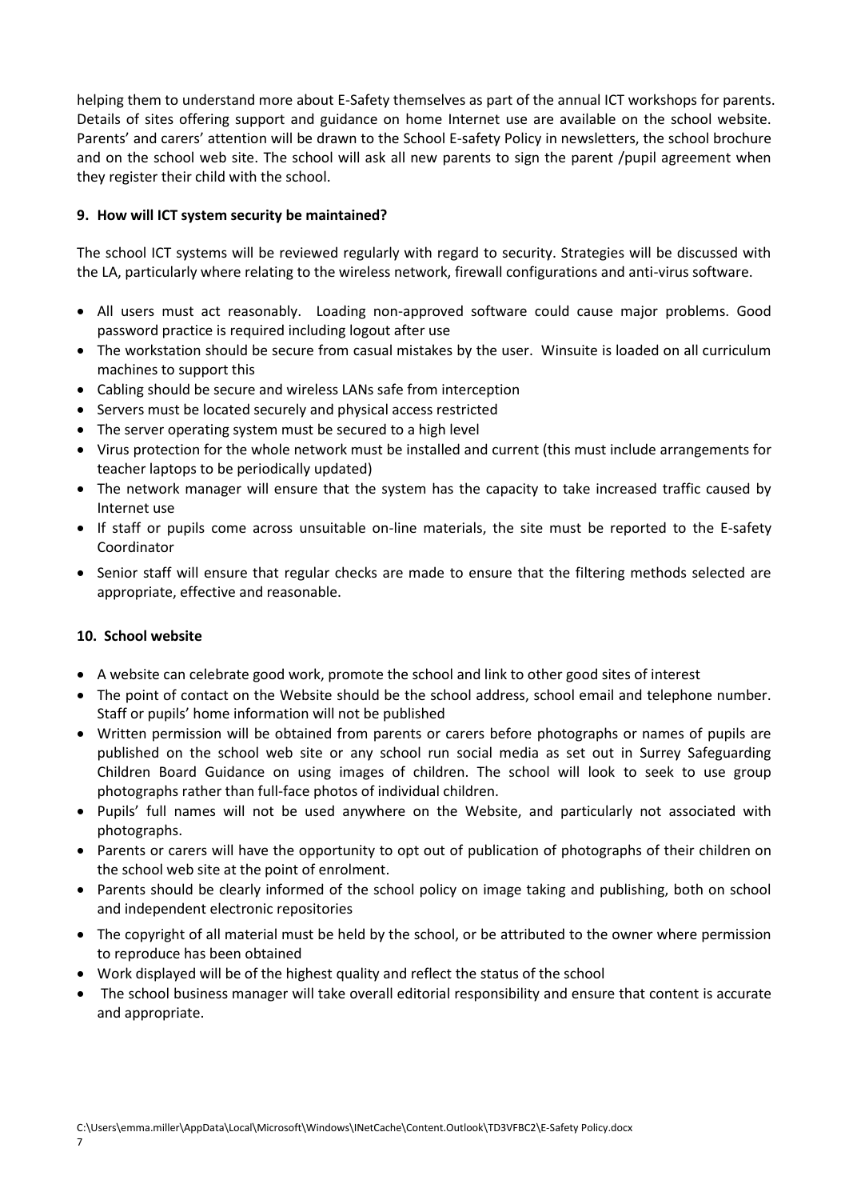helping them to understand more about E-Safety themselves as part of the annual ICT workshops for parents. Details of sites offering support and guidance on home Internet use are available on the school website. Parents' and carers' attention will be drawn to the School E-safety Policy in newsletters, the school brochure and on the school web site. The school will ask all new parents to sign the parent /pupil agreement when they register their child with the school.

### 9. How will ICT system security be maintained?

The school ICT systems will be reviewed regularly with regard to security. Strategies will be discussed with the LA, particularly where relating to the wireless network, firewall configurations and anti-virus software.

- All users must act reasonably. Loading non-approved software could cause major problems. Good password practice is required including logout after use
- The workstation should be secure from casual mistakes by the user. Winsuite is loaded on all curriculum machines to support this
- Cabling should be secure and wireless LANs safe from interception
- Servers must be located securely and physical access restricted
- The server operating system must be secured to a high level
- Virus protection for the whole network must be installed and current (this must include arrangements for teacher laptops to be periodically updated)
- The network manager will ensure that the system has the capacity to take increased traffic caused by Internet use
- If staff or pupils come across unsuitable on-line materials, the site must be reported to the E-safety Coordinator
- Senior staff will ensure that regular checks are made to ensure that the filtering methods selected are appropriate, effective and reasonable.

### 10. School website

- A website can celebrate good work, promote the school and link to other good sites of interest
- The point of contact on the Website should be the school address, school email and telephone number. Staff or pupils' home information will not be published
- Written permission will be obtained from parents or carers before photographs or names of pupils are published on the school web site or any school run social media as set out in Surrey Safeguarding Children Board Guidance on using images of children. The school will look to seek to use group photographs rather than full-face photos of individual children.
- Pupils' full names will not be used anywhere on the Website, and particularly not associated with photographs.
- Parents or carers will have the opportunity to opt out of publication of photographs of their children on the school web site at the point of enrolment.
- Parents should be clearly informed of the school policy on image taking and publishing, both on school and independent electronic repositories
- The copyright of all material must be held by the school, or be attributed to the owner where permission to reproduce has been obtained
- Work displayed will be of the highest quality and reflect the status of the school
- The school business manager will take overall editorial responsibility and ensure that content is accurate and appropriate.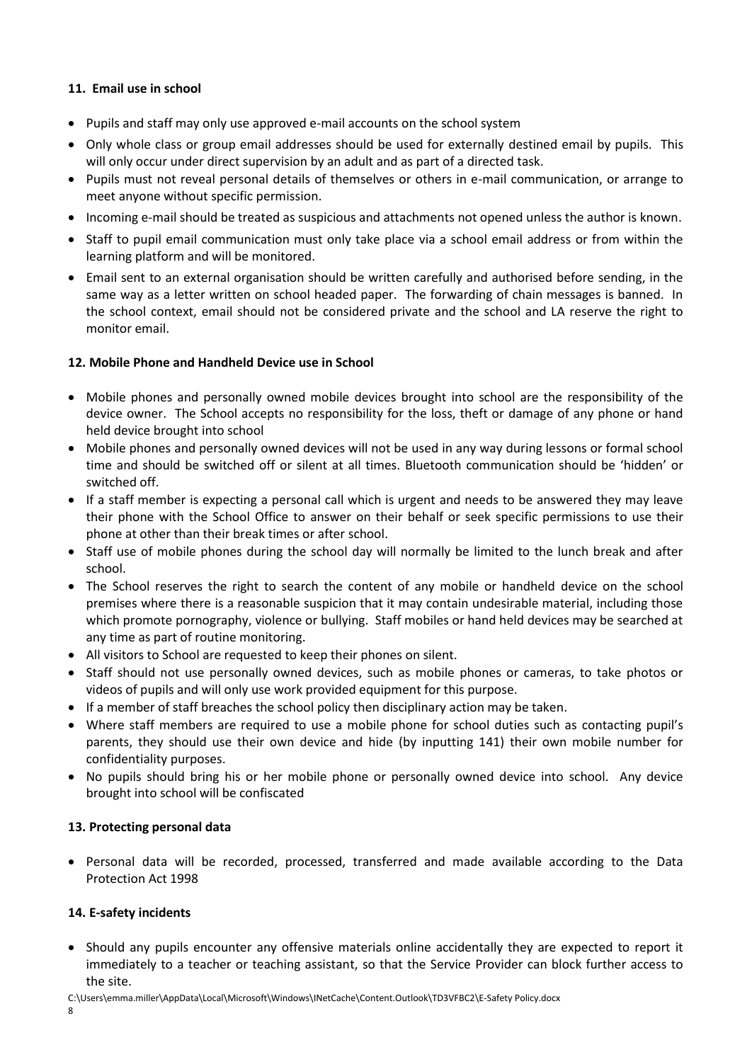### 11. Email use in school

- Pupils and staff may only use approved e-mail accounts on the school system
- Only whole class or group email addresses should be used for externally destined email by pupils. This will only occur under direct supervision by an adult and as part of a directed task.
- Pupils must not reveal personal details of themselves or others in e-mail communication, or arrange to meet anyone without specific permission.
- Incoming e-mail should be treated as suspicious and attachments not opened unless the author is known.
- Staff to pupil email communication must only take place via a school email address or from within the learning platform and will be monitored.
- Email sent to an external organisation should be written carefully and authorised before sending, in the same way as a letter written on school headed paper. The forwarding of chain messages is banned. In the school context, email should not be considered private and the school and LA reserve the right to monitor email.

### 12. Mobile Phone and Handheld Device use in School

- Mobile phones and personally owned mobile devices brought into school are the responsibility of the device owner. The School accepts no responsibility for the loss, theft or damage of any phone or hand held device brought into school
- Mobile phones and personally owned devices will not be used in any way during lessons or formal school time and should be switched off or silent at all times. Bluetooth communication should be 'hidden' or switched off.
- If a staff member is expecting a personal call which is urgent and needs to be answered they may leave their phone with the School Office to answer on their behalf or seek specific permissions to use their phone at other than their break times or after school.
- Staff use of mobile phones during the school day will normally be limited to the lunch break and after school.
- The School reserves the right to search the content of any mobile or handheld device on the school premises where there is a reasonable suspicion that it may contain undesirable material, including those which promote pornography, violence or bullying. Staff mobiles or hand held devices may be searched at any time as part of routine monitoring.
- All visitors to School are requested to keep their phones on silent.
- Staff should not use personally owned devices, such as mobile phones or cameras, to take photos or videos of pupils and will only use work provided equipment for this purpose.
- If a member of staff breaches the school policy then disciplinary action may be taken.
- Where staff members are required to use a mobile phone for school duties such as contacting pupil's parents, they should use their own device and hide (by inputting 141) their own mobile number for confidentiality purposes.
- No pupils should bring his or her mobile phone or personally owned device into school. Any device brought into school will be confiscated

### 13. Protecting personal data

- Personal data will be recorded, processed, transferred and made available according to the Data Protection Act 1998

### 14. E-safety incidents

- Should any pupils encounter any offensive materials online accidentally they are expected to report it immediately to a teacher or teaching assistant, so that the Service Provider can block further access to the site.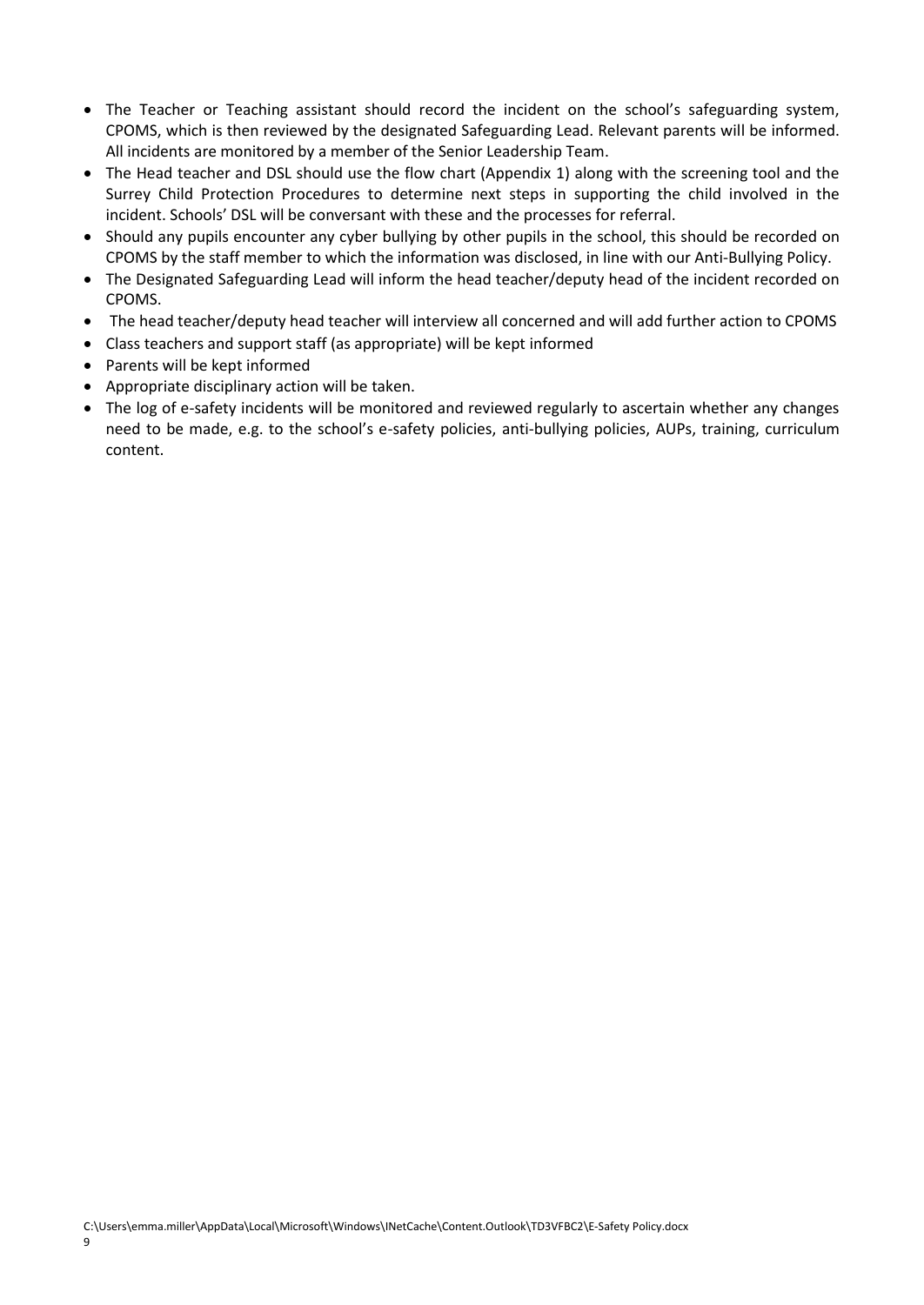- The Teacher or Teaching assistant should record the incident on the school's safeguarding system, CPOMS, which is then reviewed by the designated Safeguarding Lead. Relevant parents will be informed. All incidents are monitored by a member of the Senior Leadership Team.
- The Head teacher and DSL should use the flow chart (Appendix 1) along with the screening tool and the Surrey Child Protection Procedures to determine next steps in supporting the child involved in the incident. Schools' DSL will be conversant with these and the processes for referral.
- Should any pupils encounter any cyber bullying by other pupils in the school, this should be recorded on CPOMS by the staff member to which the information was disclosed, in line with our Anti-Bullying Policy.
- The Designated Safeguarding Lead will inform the head teacher/deputy head of the incident recorded on CPOMS.
- The head teacher/deputy head teacher will interview all concerned and will add further action to CPOMS
- Class teachers and support staff (as appropriate) will be kept informed
- Parents will be kept informed
- Appropriate disciplinary action will be taken.
- The log of e-safety incidents will be monitored and reviewed regularly to ascertain whether any changes need to be made, e.g. to the school's e-safety policies, anti-bullying policies, AUPs, training, curriculum content.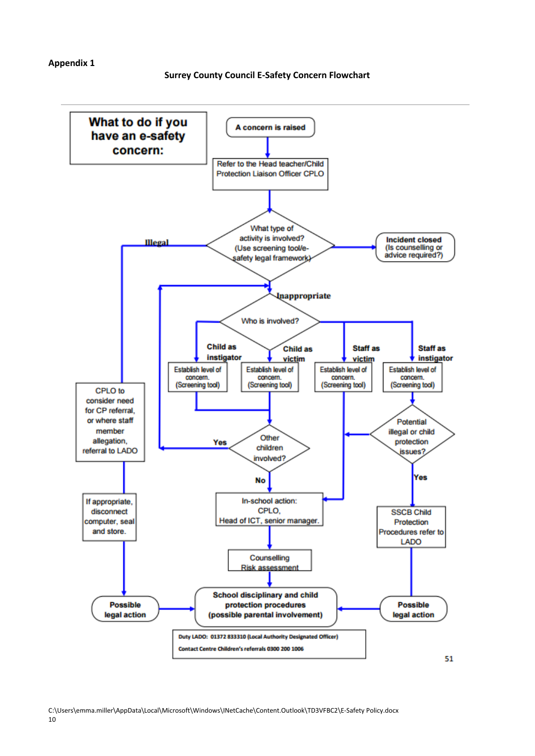**Appendix 1**

**Surrey County Council E-Safety Concern Flowchart**

**What to do if you have an e-safety concern:**

**A concern is raised**

Refer to the Head teacher/Child Protection Liaison Officer CPLO

What type of activity is involved? (Use screening tool/e-safety legal framework)

Illegal

**Incident closed** (Is counselling or advice required?)

Inappropriate

Who is involved?

Child as instigator

Child as victim

Staff as victim

Staff as instigator

Establish level of concern. (Screening tool)

Establish level of concern. (Screening tool)

Establish level of concern. (Screening tool)

Establish level of concern. (Screening tool)

CPLO to consider need for CP referral, or where staff member allegation, referral to LADO

Yes

Other children involved?

No

Potential illegal or child protection issues?

Yes

If appropriate, disconnect computer, seal and store.

In-school action: CPLO, Head of ICT, senior manager.

SSCB Child Protection Procedures refer to LADO

Counselling Risk assessment

**Possible legal action**

**School disciplinary and child protection procedures (possible parental involvement)**

**Possible legal action**

Duty LADO: 01372 833310 (Local Authority Designated Officer)

Contact Centre Children's referrals 0300 200 1006

51

C:\Users\emma.miller\AppData\Local\Microsoft\Windows\INetCache\Content.Outlook\TD3VFBC2\E-Safety Policy.docx